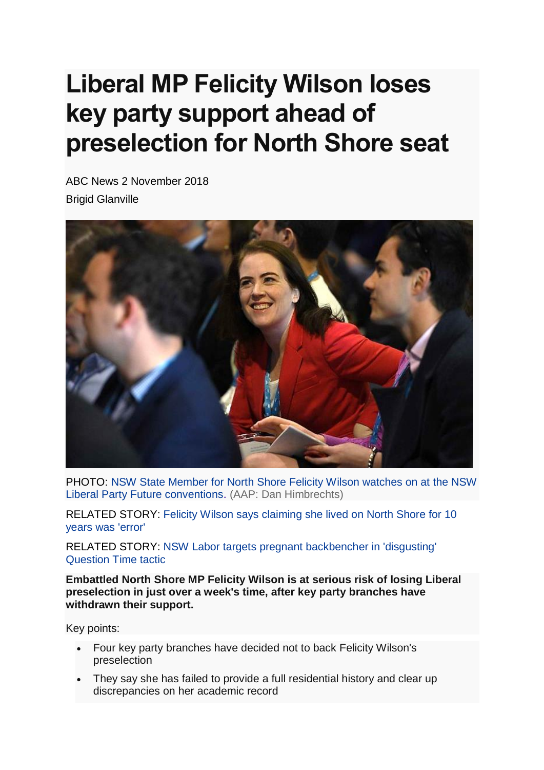# Liberal MP Felicity Wilson loses key party support ahead of preselection for North Shore seat

ABC News 2 November 2018

Brigid Glanville

PHOTO: NSW State Member for North Shore Felicity Wilson watches on at the NSW Liberal Party Future conventions. (AAP: Dan Himbrechts)

RELATED STORY: Felicity Wilson says claiming she lived on North Shore for 10 years was 'error'

RELATED STORY: NSW Labor targets pregnant backbencher in 'disgusting' Question Time tactic

**Embattled North Shore MP Felicity Wilson is at serious risk of losing Liberal preselection in just over a week's time, after key party branches have withdrawn their support.**

Key points:

- Four key party branches have decided not to back Felicity Wilson's preselection
- They say she has failed to provide a full residential history and clear up discrepancies on her academic record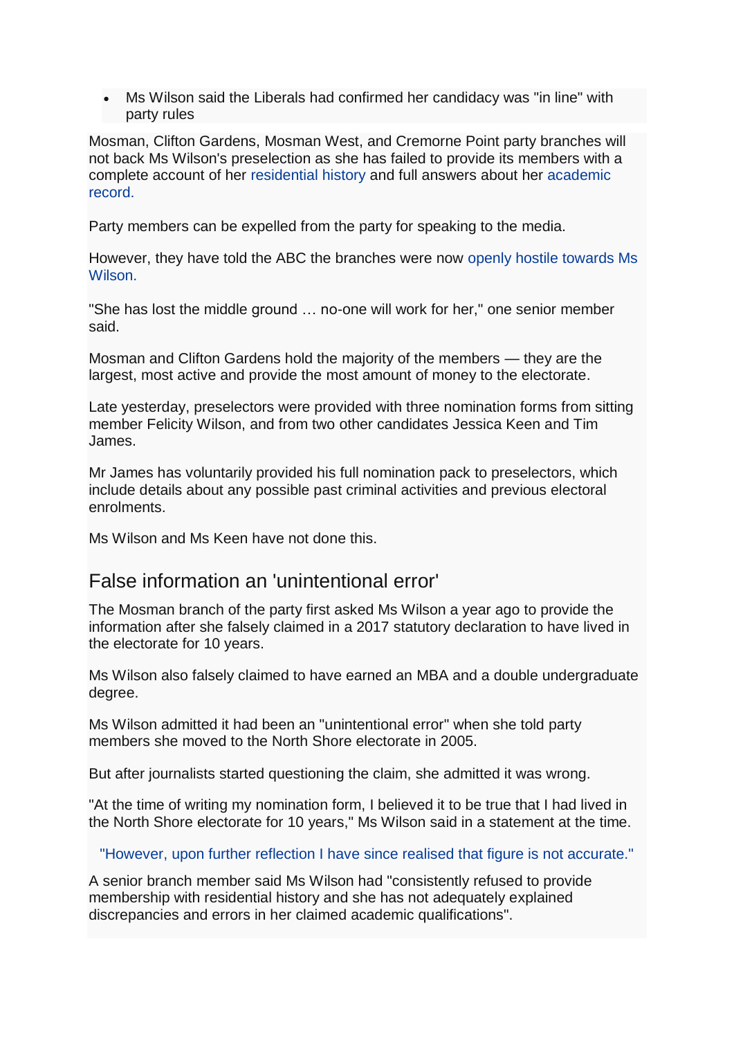- Ms Wilson said the Liberals had confirmed her candidacy was "in line" with party rules

Mosman, Clifton Gardens, Mosman West, and Cremorne Point party branches will not back Ms Wilson's preselection as she has failed to provide its members with a complete account of her residential history and full answers about her academic record.

Party members can be expelled from the party for speaking to the media.

However, they have told the ABC the branches were now openly hostile towards Ms Wilson.

"She has lost the middle ground … no-one will work for her," one senior member said.

Mosman and Clifton Gardens hold the majority of the members — they are the largest, most active and provide the most amount of money to the electorate.

Late yesterday, preselectors were provided with three nomination forms from sitting member Felicity Wilson, and from two other candidates Jessica Keen and Tim James.

Mr James has voluntarily provided his full nomination pack to preselectors, which include details about any possible past criminal activities and previous electoral enrolments.

Ms Wilson and Ms Keen have not done this.

## False information an 'unintentional error'

The Mosman branch of the party first asked Ms Wilson a year ago to provide the information after she falsely claimed in a 2017 statutory declaration to have lived in the electorate for 10 years.

Ms Wilson also falsely claimed to have earned an MBA and a double undergraduate degree.

Ms Wilson admitted it had been an "unintentional error" when she told party members she moved to the North Shore electorate in 2005.

But after journalists started questioning the claim, she admitted it was wrong.

"At the time of writing my nomination form, I believed it to be true that I had lived in the North Shore electorate for 10 years," Ms Wilson said in a statement at the time.

> "However, upon further reflection I have since realised that figure is not accurate."

A senior branch member said Ms Wilson had "consistently refused to provide membership with residential history and she has not adequately explained discrepancies and errors in her claimed academic qualifications".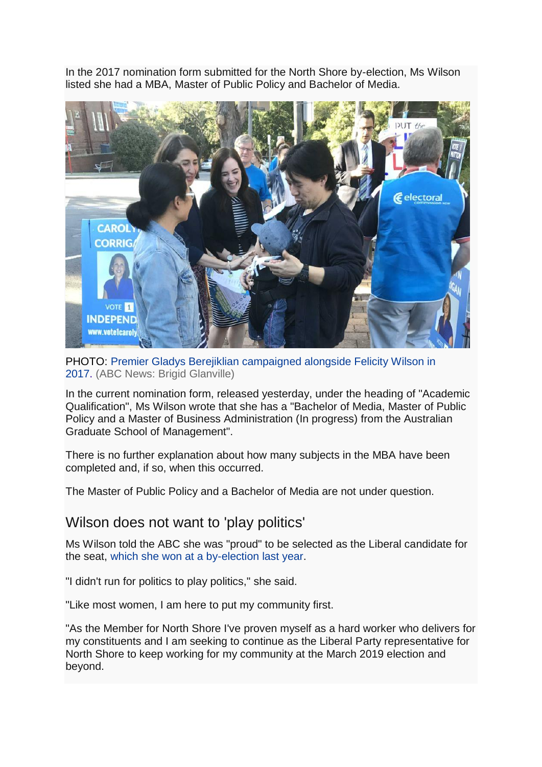In the 2017 nomination form submitted for the North Shore by-election, Ms Wilson listed she had a MBA, Master of Public Policy and Bachelor of Media.

PHOTO: Premier Gladys Berejiklian campaigned alongside Felicity Wilson in 2017. (ABC News: Brigid Glanville)

In the current nomination form, released yesterday, under the heading of "Academic Qualification", Ms Wilson wrote that she has a "Bachelor of Media, Master of Public Policy and a Master of Business Administration (In progress) from the Australian Graduate School of Management".

There is no further explanation about how many subjects in the MBA have been completed and, if so, when this occurred.

The Master of Public Policy and a Bachelor of Media are not under question.

## Wilson does not want to 'play politics'

Ms Wilson told the ABC she was "proud" to be selected as the Liberal candidate for the seat, which she won at a by-election last year.

"I didn't run for politics to play politics," she said.

"Like most women, I am here to put my community first.

"As the Member for North Shore I've proven myself as a hard worker who delivers for my constituents and I am seeking to continue as the Liberal Party representative for North Shore to keep working for my community at the March 2019 election and beyond.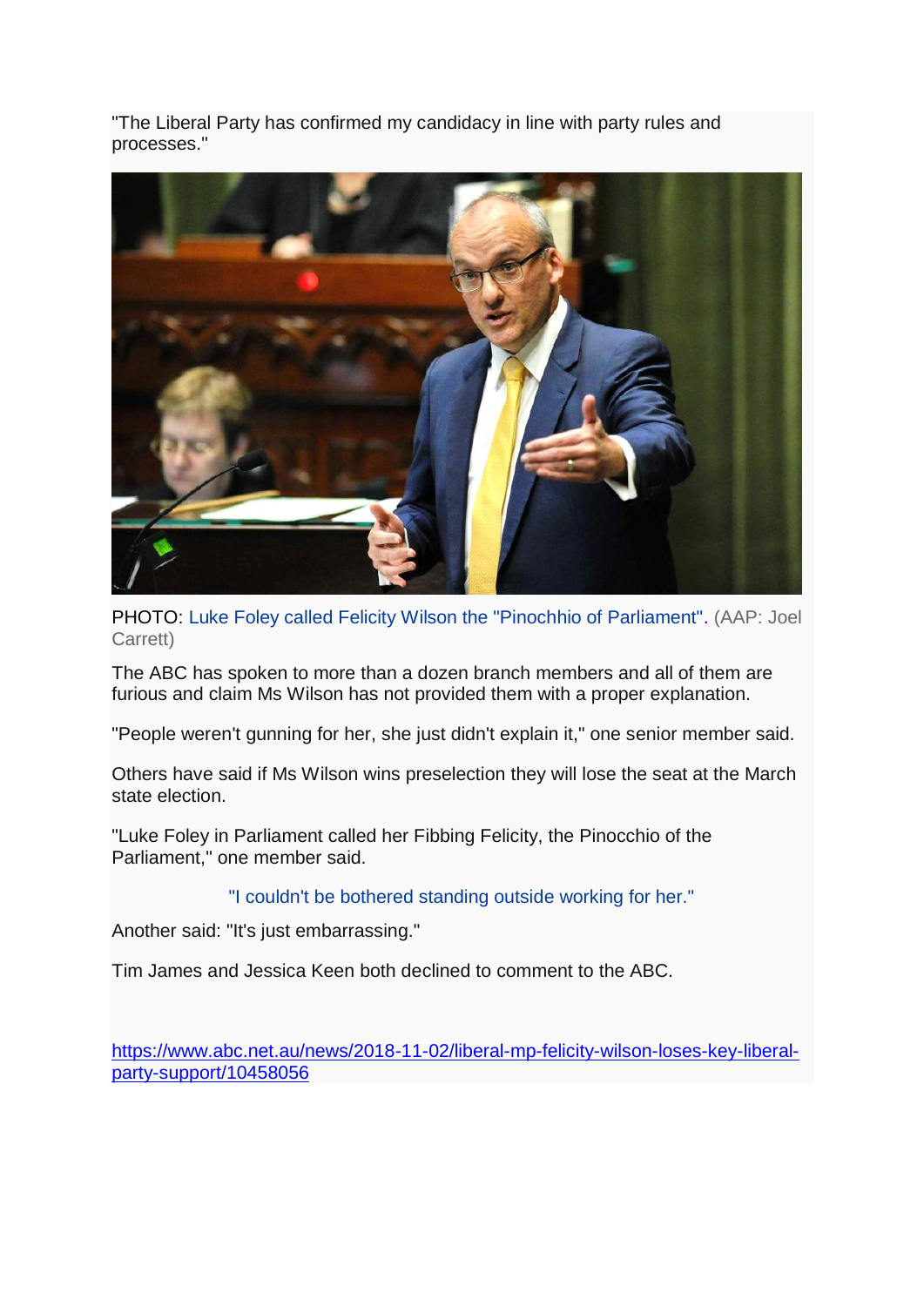"The Liberal Party has confirmed my candidacy in line with party rules and processes."

PHOTO: Luke Foley called Felicity Wilson the "Pinochhio of Parliament". (AAP: Joel Carrett)

The ABC has spoken to more than a dozen branch members and all of them are furious and claim Ms Wilson has not provided them with a proper explanation.

"People weren't gunning for her, she just didn't explain it," one senior member said.

Others have said if Ms Wilson wins preselection they will lose the seat at the March state election.

"Luke Foley in Parliament called her Fibbing Felicity, the Pinocchio of the Parliament," one member said.

"I couldn't be bothered standing outside working for her."

Another said: "It's just embarrassing."

Tim James and Jessica Keen both declined to comment to the ABC.

https://www.abc.net.au/news/2018-11-02/liberal-mp-felicity-wilson-loses-key-liberal-party-support/10458056